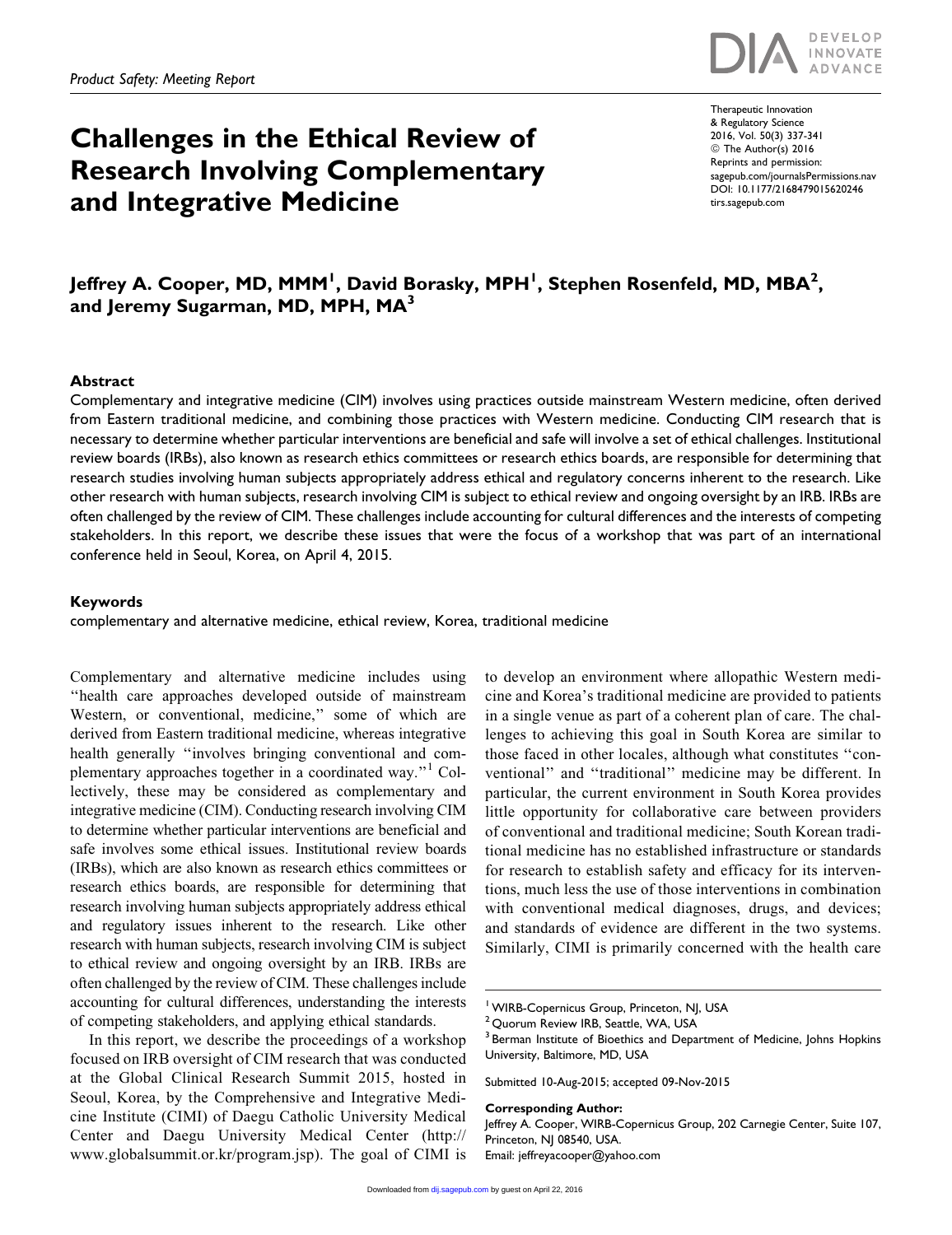*Product Safety: Meeting Report*

# Challenges in the Ethical Review of Research Involving Complementary and Integrative Medicine

Therapeutic Innovation & Regulatory Science
2016, Vol. 50(3) 337-341
© The Author(s) 2016
Reprints and permission: sagepub.com/journalsPermissions.nav
DOI: 10.1177/2168479015620246
tirs.sagepub.com

**Jeffrey A. Cooper, MD, MMM[1], David Borasky, MPH[1], Stephen Rosenfeld, MD, MBA[2], and Jeremy Sugarman, MD, MPH, MA[3]**

## Abstract

Complementary and integrative medicine (CIM) involves using practices outside mainstream Western medicine, often derived from Eastern traditional medicine, and combining those practices with Western medicine. Conducting CIM research that is necessary to determine whether particular interventions are beneficial and safe will involve a set of ethical challenges. Institutional review boards (IRBs), also known as research ethics committees or research ethics boards, are responsible for determining that research studies involving human subjects appropriately address ethical and regulatory concerns inherent to the research. Like other research with human subjects, research involving CIM is subject to ethical review and ongoing oversight by an IRB. IRBs are often challenged by the review of CIM. These challenges include accounting for cultural differences and the interests of competing stakeholders. In this report, we describe these issues that were the focus of a workshop that was part of an international conference held in Seoul, Korea, on April 4, 2015.

## Keywords

complementary and alternative medicine, ethical review, Korea, traditional medicine

Complementary and alternative medicine includes using "health care approaches developed outside of mainstream Western, or conventional, medicine," some of which are derived from Eastern traditional medicine, whereas integrative health generally "involves bringing conventional and complementary approaches together in a coordinated way."[1] Collectively, these may be considered as complementary and integrative medicine (CIM). Conducting research involving CIM to determine whether particular interventions are beneficial and safe involves some ethical issues. Institutional review boards (IRBs), which are also known as research ethics committees or research ethics boards, are responsible for determining that research involving human subjects appropriately address ethical and regulatory issues inherent to the research. Like other research with human subjects, research involving CIM is subject to ethical review and ongoing oversight by an IRB. IRBs are often challenged by the review of CIM. These challenges include accounting for cultural differences, understanding the interests of competing stakeholders, and applying ethical standards.

In this report, we describe the proceedings of a workshop focused on IRB oversight of CIM research that was conducted at the Global Clinical Research Summit 2015, hosted in Seoul, Korea, by the Comprehensive and Integrative Medicine Institute (CIMI) of Daegu Catholic University Medical Center and Daegu University Medical Center (http://www.globalsummit.or.kr/program.jsp). The goal of CIMI is to develop an environment where allopathic Western medicine and Korea's traditional medicine are provided to patients in a single venue as part of a coherent plan of care. The challenges to achieving this goal in South Korea are similar to those faced in other locales, although what constitutes "conventional" and "traditional" medicine may be different. In particular, the current environment in South Korea provides little opportunity for collaborative care between providers of conventional and traditional medicine; South Korean traditional medicine has no established infrastructure or standards for research to establish safety and efficacy for its interventions, much less the use of those interventions in combination with conventional medical diagnoses, drugs, and devices; and standards of evidence are different in the two systems. Similarly, CIMI is primarily concerned with the health care

[1] WIRB-Copernicus Group, Princeton, NJ, USA
[2] Quorum Review IRB, Seattle, WA, USA
[3] Berman Institute of Bioethics and Department of Medicine, Johns Hopkins University, Baltimore, MD, USA

Submitted 10-Aug-2015; accepted 09-Nov-2015

**Corresponding Author:**
Jeffrey A. Cooper, WIRB-Copernicus Group, 202 Carnegie Center, Suite 107, Princeton, NJ 08540, USA.
Email: jeffreyacooper@yahoo.com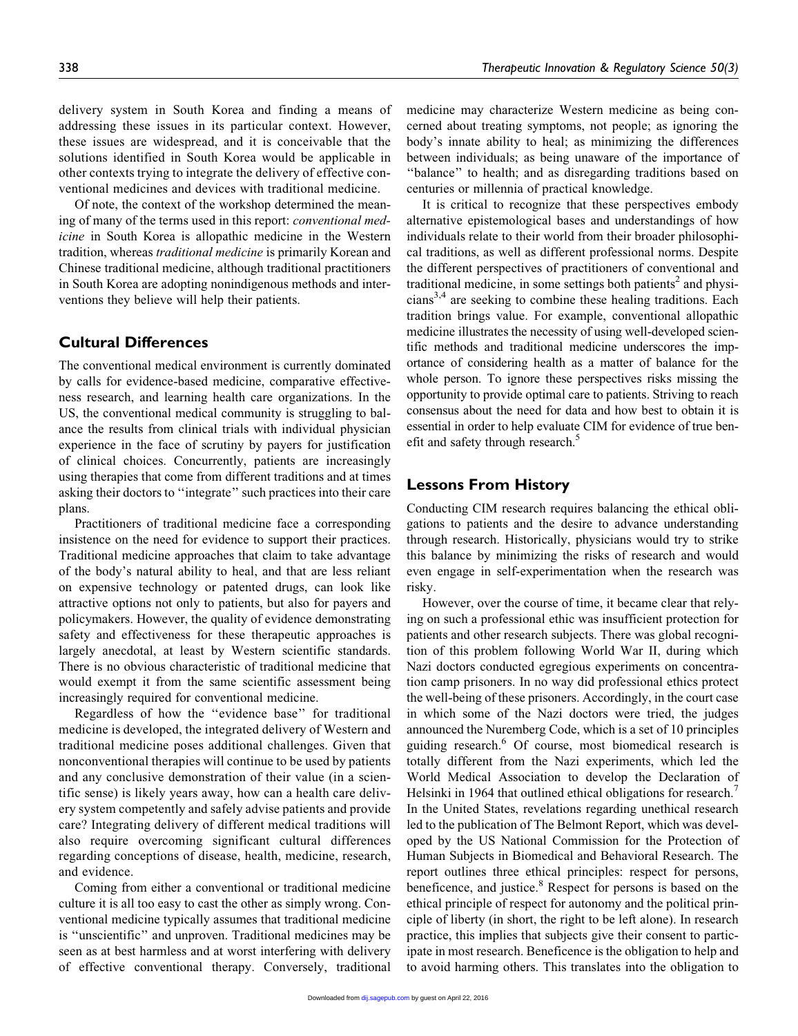delivery system in South Korea and finding a means of addressing these issues in its particular context. However, these issues are widespread, and it is conceivable that the solutions identified in South Korea would be applicable in other contexts trying to integrate the delivery of effective conventional medicines and devices with traditional medicine.

Of note, the context of the workshop determined the meaning of many of the terms used in this report: *conventional medicine* in South Korea is allopathic medicine in the Western tradition, whereas *traditional medicine* is primarily Korean and Chinese traditional medicine, although traditional practitioners in South Korea are adopting nonindigenous methods and interventions they believe will help their patients.

## Cultural Differences

The conventional medical environment is currently dominated by calls for evidence-based medicine, comparative effectiveness research, and learning health care organizations. In the US, the conventional medical community is struggling to balance the results from clinical trials with individual physician experience in the face of scrutiny by payers for justification of clinical choices. Concurrently, patients are increasingly using therapies that come from different traditions and at times asking their doctors to ''integrate'' such practices into their care plans.

Practitioners of traditional medicine face a corresponding insistence on the need for evidence to support their practices. Traditional medicine approaches that claim to take advantage of the body's natural ability to heal, and that are less reliant on expensive technology or patented drugs, can look like attractive options not only to patients, but also for payers and policymakers. However, the quality of evidence demonstrating safety and effectiveness for these therapeutic approaches is largely anecdotal, at least by Western scientific standards. There is no obvious characteristic of traditional medicine that would exempt it from the same scientific assessment being increasingly required for conventional medicine.

Regardless of how the ''evidence base'' for traditional medicine is developed, the integrated delivery of Western and traditional medicine poses additional challenges. Given that nonconventional therapies will continue to be used by patients and any conclusive demonstration of their value (in a scientific sense) is likely years away, how can a health care delivery system competently and safely advise patients and provide care? Integrating delivery of different medical traditions will also require overcoming significant cultural differences regarding conceptions of disease, health, medicine, research, and evidence.

Coming from either a conventional or traditional medicine culture it is all too easy to cast the other as simply wrong. Conventional medicine typically assumes that traditional medicine is ''unscientific'' and unproven. Traditional medicines may be seen as at best harmless and at worst interfering with delivery of effective conventional therapy. Conversely, traditional medicine may characterize Western medicine as being concerned about treating symptoms, not people; as ignoring the body's innate ability to heal; as minimizing the differences between individuals; as being unaware of the importance of ''balance'' to health; and as disregarding traditions based on centuries or millennia of practical knowledge.

It is critical to recognize that these perspectives embody alternative epistemological bases and understandings of how individuals relate to their world from their broader philosophical traditions, as well as different professional norms. Despite the different perspectives of practitioners of conventional and traditional medicine, in some settings both patients[2] and physicians[3,4] are seeking to combine these healing traditions. Each tradition brings value. For example, conventional allopathic medicine illustrates the necessity of using well-developed scientific methods and traditional medicine underscores the importance of considering health as a matter of balance for the whole person. To ignore these perspectives risks missing the opportunity to provide optimal care to patients. Striving to reach consensus about the need for data and how best to obtain it is essential in order to help evaluate CIM for evidence of true benefit and safety through research.[5]

## Lessons From History

Conducting CIM research requires balancing the ethical obligations to patients and the desire to advance understanding through research. Historically, physicians would try to strike this balance by minimizing the risks of research and would even engage in self-experimentation when the research was risky.

However, over the course of time, it became clear that relying on such a professional ethic was insufficient protection for patients and other research subjects. There was global recognition of this problem following World War II, during which Nazi doctors conducted egregious experiments on concentration camp prisoners. In no way did professional ethics protect the well-being of these prisoners. Accordingly, in the court case in which some of the Nazi doctors were tried, the judges announced the Nuremberg Code, which is a set of 10 principles guiding research.[6] Of course, most biomedical research is totally different from the Nazi experiments, which led the World Medical Association to develop the Declaration of Helsinki in 1964 that outlined ethical obligations for research.[7] In the United States, revelations regarding unethical research led to the publication of The Belmont Report, which was developed by the US National Commission for the Protection of Human Subjects in Biomedical and Behavioral Research. The report outlines three ethical principles: respect for persons, beneficence, and justice.[8] Respect for persons is based on the ethical principle of respect for autonomy and the political principle of liberty (in short, the right to be left alone). In research practice, this implies that subjects give their consent to participate in most research. Beneficence is the obligation to help and to avoid harming others. This translates into the obligation to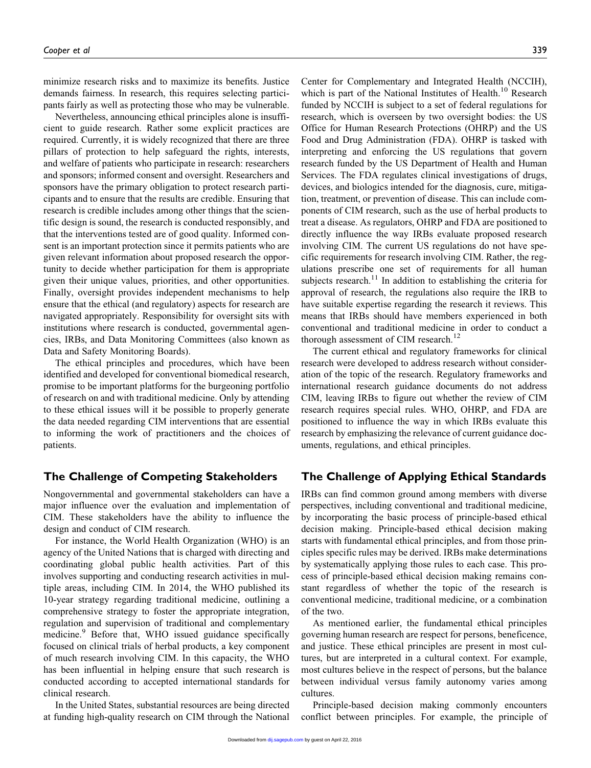minimize research risks and to maximize its benefits. Justice demands fairness. In research, this requires selecting participants fairly as well as protecting those who may be vulnerable.

Nevertheless, announcing ethical principles alone is insufficient to guide research. Rather some explicit practices are required. Currently, it is widely recognized that there are three pillars of protection to help safeguard the rights, interests, and welfare of patients who participate in research: researchers and sponsors; informed consent and oversight. Researchers and sponsors have the primary obligation to protect research participants and to ensure that the results are credible. Ensuring that research is credible includes among other things that the scientific design is sound, the research is conducted responsibly, and that the interventions tested are of good quality. Informed consent is an important protection since it permits patients who are given relevant information about proposed research the opportunity to decide whether participation for them is appropriate given their unique values, priorities, and other opportunities. Finally, oversight provides independent mechanisms to help ensure that the ethical (and regulatory) aspects for research are navigated appropriately. Responsibility for oversight sits with institutions where research is conducted, governmental agencies, IRBs, and Data Monitoring Committees (also known as Data and Safety Monitoring Boards).

The ethical principles and procedures, which have been identified and developed for conventional biomedical research, promise to be important platforms for the burgeoning portfolio of research on and with traditional medicine. Only by attending to these ethical issues will it be possible to properly generate the data needed regarding CIM interventions that are essential to informing the work of practitioners and the choices of patients.

## The Challenge of Competing Stakeholders

Nongovernmental and governmental stakeholders can have a major influence over the evaluation and implementation of CIM. These stakeholders have the ability to influence the design and conduct of CIM research.

For instance, the World Health Organization (WHO) is an agency of the United Nations that is charged with directing and coordinating global public health activities. Part of this involves supporting and conducting research activities in multiple areas, including CIM. In 2014, the WHO published its 10-year strategy regarding traditional medicine, outlining a comprehensive strategy to foster the appropriate integration, regulation and supervision of traditional and complementary medicine.[9] Before that, WHO issued guidance specifically focused on clinical trials of herbal products, a key component of much research involving CIM. In this capacity, the WHO has been influential in helping ensure that such research is conducted according to accepted international standards for clinical research.

In the United States, substantial resources are being directed at funding high-quality research on CIM through the National Center for Complementary and Integrated Health (NCCIH), which is part of the National Institutes of Health.[10] Research funded by NCCIH is subject to a set of federal regulations for research, which is overseen by two oversight bodies: the US Office for Human Research Protections (OHRP) and the US Food and Drug Administration (FDA). OHRP is tasked with interpreting and enforcing the US regulations that govern research funded by the US Department of Health and Human Services. The FDA regulates clinical investigations of drugs, devices, and biologics intended for the diagnosis, cure, mitigation, treatment, or prevention of disease. This can include components of CIM research, such as the use of herbal products to treat a disease. As regulators, OHRP and FDA are positioned to directly influence the way IRBs evaluate proposed research involving CIM. The current US regulations do not have specific requirements for research involving CIM. Rather, the regulations prescribe one set of requirements for all human subjects research.[11] In addition to establishing the criteria for approval of research, the regulations also require the IRB to have suitable expertise regarding the research it reviews. This means that IRBs should have members experienced in both conventional and traditional medicine in order to conduct a thorough assessment of CIM research.[12]

The current ethical and regulatory frameworks for clinical research were developed to address research without consideration of the topic of the research. Regulatory frameworks and international research guidance documents do not address CIM, leaving IRBs to figure out whether the review of CIM research requires special rules. WHO, OHRP, and FDA are positioned to influence the way in which IRBs evaluate this research by emphasizing the relevance of current guidance documents, regulations, and ethical principles.

## The Challenge of Applying Ethical Standards

IRBs can find common ground among members with diverse perspectives, including conventional and traditional medicine, by incorporating the basic process of principle-based ethical decision making. Principle-based ethical decision making starts with fundamental ethical principles, and from those principles specific rules may be derived. IRBs make determinations by systematically applying those rules to each case. This process of principle-based ethical decision making remains constant regardless of whether the topic of the research is conventional medicine, traditional medicine, or a combination of the two.

As mentioned earlier, the fundamental ethical principles governing human research are respect for persons, beneficence, and justice. These ethical principles are present in most cultures, but are interpreted in a cultural context. For example, most cultures believe in the respect of persons, but the balance between individual versus family autonomy varies among cultures.

Principle-based decision making commonly encounters conflict between principles. For example, the principle of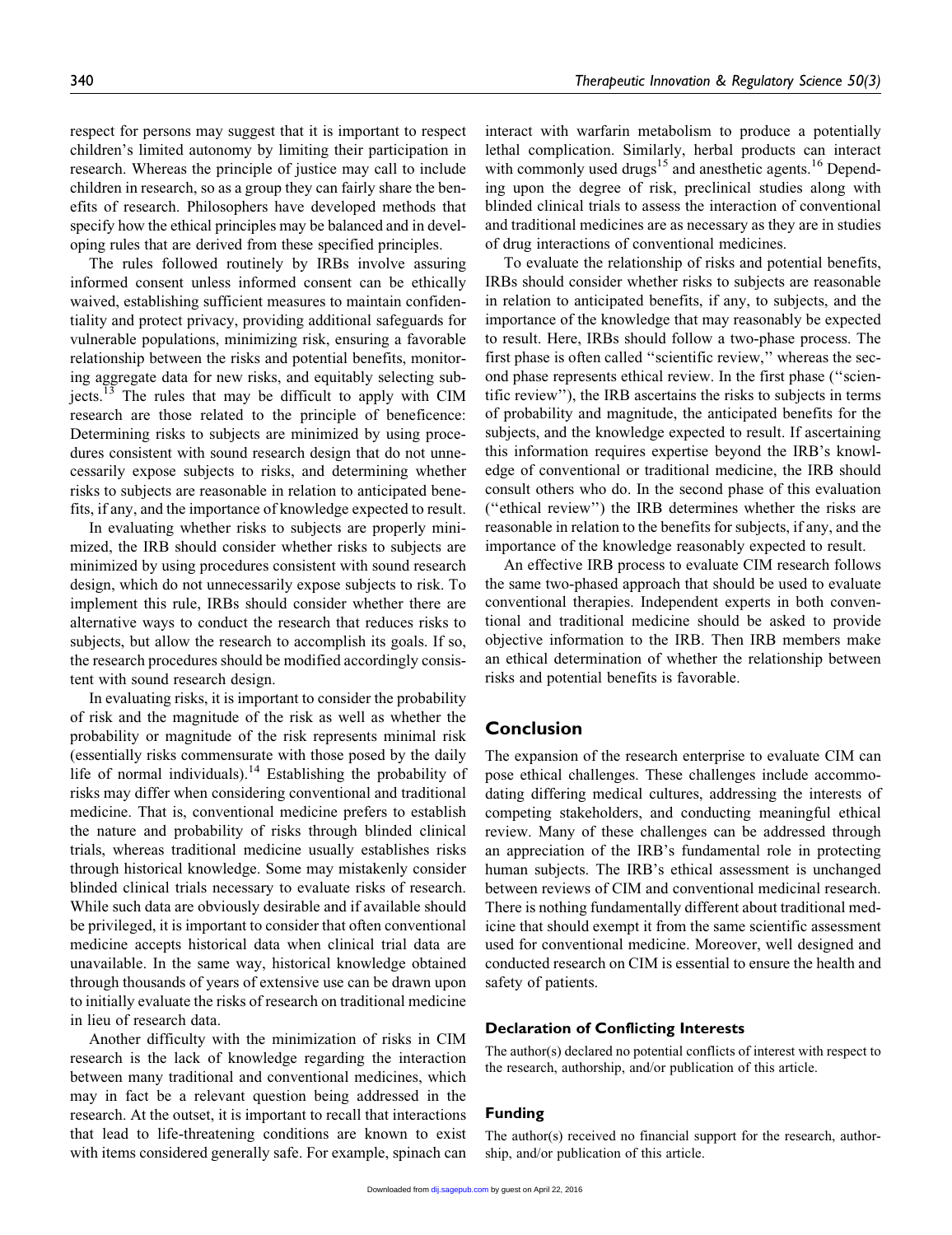respect for persons may suggest that it is important to respect children's limited autonomy by limiting their participation in research. Whereas the principle of justice may call to include children in research, so as a group they can fairly share the benefits of research. Philosophers have developed methods that specify how the ethical principles may be balanced and in developing rules that are derived from these specified principles.

The rules followed routinely by IRBs involve assuring informed consent unless informed consent can be ethically waived, establishing sufficient measures to maintain confidentiality and protect privacy, providing additional safeguards for vulnerable populations, minimizing risk, ensuring a favorable relationship between the risks and potential benefits, monitoring aggregate data for new risks, and equitably selecting subjects.[13] The rules that may be difficult to apply with CIM research are those related to the principle of beneficence: Determining risks to subjects are minimized by using procedures consistent with sound research design that do not unnecessarily expose subjects to risks, and determining whether risks to subjects are reasonable in relation to anticipated benefits, if any, and the importance of knowledge expected to result.

In evaluating whether risks to subjects are properly minimized, the IRB should consider whether risks to subjects are minimized by using procedures consistent with sound research design, which do not unnecessarily expose subjects to risk. To implement this rule, IRBs should consider whether there are alternative ways to conduct the research that reduces risks to subjects, but allow the research to accomplish its goals. If so, the research procedures should be modified accordingly consistent with sound research design.

In evaluating risks, it is important to consider the probability of risk and the magnitude of the risk as well as whether the probability or magnitude of the risk represents minimal risk (essentially risks commensurate with those posed by the daily life of normal individuals).[14] Establishing the probability of risks may differ when considering conventional and traditional medicine. That is, conventional medicine prefers to establish the nature and probability of risks through blinded clinical trials, whereas traditional medicine usually establishes risks through historical knowledge. Some may mistakenly consider blinded clinical trials necessary to evaluate risks of research. While such data are obviously desirable and if available should be privileged, it is important to consider that often conventional medicine accepts historical data when clinical trial data are unavailable. In the same way, historical knowledge obtained through thousands of years of extensive use can be drawn upon to initially evaluate the risks of research on traditional medicine in lieu of research data.

Another difficulty with the minimization of risks in CIM research is the lack of knowledge regarding the interaction between many traditional and conventional medicines, which may in fact be a relevant question being addressed in the research. At the outset, it is important to recall that interactions that lead to life-threatening conditions are known to exist with items considered generally safe. For example, spinach can interact with warfarin metabolism to produce a potentially lethal complication. Similarly, herbal products can interact with commonly used drugs[15] and anesthetic agents.[16] Depending upon the degree of risk, preclinical studies along with blinded clinical trials to assess the interaction of conventional and traditional medicines are as necessary as they are in studies of drug interactions of conventional medicines.

To evaluate the relationship of risks and potential benefits, IRBs should consider whether risks to subjects are reasonable in relation to anticipated benefits, if any, to subjects, and the importance of the knowledge that may reasonably be expected to result. Here, IRBs should follow a two-phase process. The first phase is often called "scientific review," whereas the second phase represents ethical review. In the first phase ("scientific review"), the IRB ascertains the risks to subjects in terms of probability and magnitude, the anticipated benefits for the subjects, and the knowledge expected to result. If ascertaining this information requires expertise beyond the IRB's knowledge of conventional or traditional medicine, the IRB should consult others who do. In the second phase of this evaluation ("ethical review") the IRB determines whether the risks are reasonable in relation to the benefits for subjects, if any, and the importance of the knowledge reasonably expected to result.

An effective IRB process to evaluate CIM research follows the same two-phased approach that should be used to evaluate conventional therapies. Independent experts in both conventional and traditional medicine should be asked to provide objective information to the IRB. Then IRB members make an ethical determination of whether the relationship between risks and potential benefits is favorable.

## Conclusion

The expansion of the research enterprise to evaluate CIM can pose ethical challenges. These challenges include accommodating differing medical cultures, addressing the interests of competing stakeholders, and conducting meaningful ethical review. Many of these challenges can be addressed through an appreciation of the IRB's fundamental role in protecting human subjects. The IRB's ethical assessment is unchanged between reviews of CIM and conventional medicinal research. There is nothing fundamentally different about traditional medicine that should exempt it from the same scientific assessment used for conventional medicine. Moreover, well designed and conducted research on CIM is essential to ensure the health and safety of patients.

### Declaration of Conflicting Interests

The author(s) declared no potential conflicts of interest with respect to the research, authorship, and/or publication of this article.

### Funding

The author(s) received no financial support for the research, authorship, and/or publication of this article.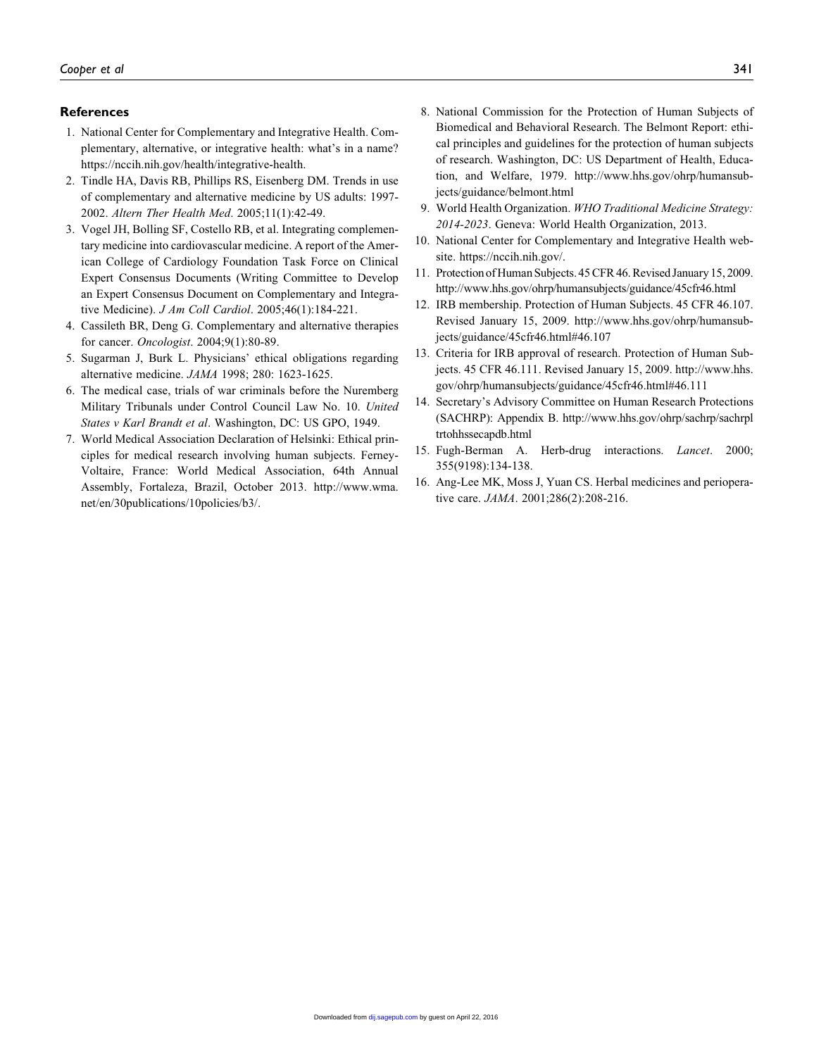## References

1. National Center for Complementary and Integrative Health. Complementary, alternative, or integrative health: what's in a name? https://nccih.nih.gov/health/integrative-health.
2. Tindle HA, Davis RB, Phillips RS, Eisenberg DM. Trends in use of complementary and alternative medicine by US adults: 1997-2002. *Altern Ther Health Med*. 2005;11(1):42-49.
3. Vogel JH, Bolling SF, Costello RB, et al. Integrating complementary medicine into cardiovascular medicine. A report of the American College of Cardiology Foundation Task Force on Clinical Expert Consensus Documents (Writing Committee to Develop an Expert Consensus Document on Complementary and Integrative Medicine). *J Am Coll Cardiol*. 2005;46(1):184-221.
4. Cassileth BR, Deng G. Complementary and alternative therapies for cancer. *Oncologist*. 2004;9(1):80-89.
5. Sugarman J, Burk L. Physicians' ethical obligations regarding alternative medicine. *JAMA* 1998; 280: 1623-1625.
6. The medical case, trials of war criminals before the Nuremberg Military Tribunals under Control Council Law No. 10. *United States v Karl Brandt et al*. Washington, DC: US GPO, 1949.
7. World Medical Association Declaration of Helsinki: Ethical principles for medical research involving human subjects. Ferney-Voltaire, France: World Medical Association, 64th Annual Assembly, Fortaleza, Brazil, October 2013. http://www.wma.net/en/30publications/10policies/b3/.
8. National Commission for the Protection of Human Subjects of Biomedical and Behavioral Research. The Belmont Report: ethical principles and guidelines for the protection of human subjects of research. Washington, DC: US Department of Health, Education, and Welfare, 1979. http://www.hhs.gov/ohrp/humansubjects/guidance/belmont.html
9. World Health Organization. *WHO Traditional Medicine Strategy: 2014-2023*. Geneva: World Health Organization, 2013.
10. National Center for Complementary and Integrative Health website. https://nccih.nih.gov/.
11. Protection of Human Subjects. 45 CFR 46. Revised January 15, 2009. http://www.hhs.gov/ohrp/humansubjects/guidance/45cfr46.html
12. IRB membership. Protection of Human Subjects. 45 CFR 46.107. Revised January 15, 2009. http://www.hhs.gov/ohrp/humansubjects/guidance/45cfr46.html#46.107
13. Criteria for IRB approval of research. Protection of Human Subjects. 45 CFR 46.111. Revised January 15, 2009. http://www.hhs.gov/ohrp/humansubjects/guidance/45cfr46.html#46.111
14. Secretary's Advisory Committee on Human Research Protections (SACHRP): Appendix B. http://www.hhs.gov/ohrp/sachrp/sachrpltrtohhssecapdb.html
15. Fugh-Berman A. Herb-drug interactions. *Lancet*. 2000; 355(9198):134-138.
16. Ang-Lee MK, Moss J, Yuan CS. Herbal medicines and perioperative care. *JAMA*. 2001;286(2):208-216.